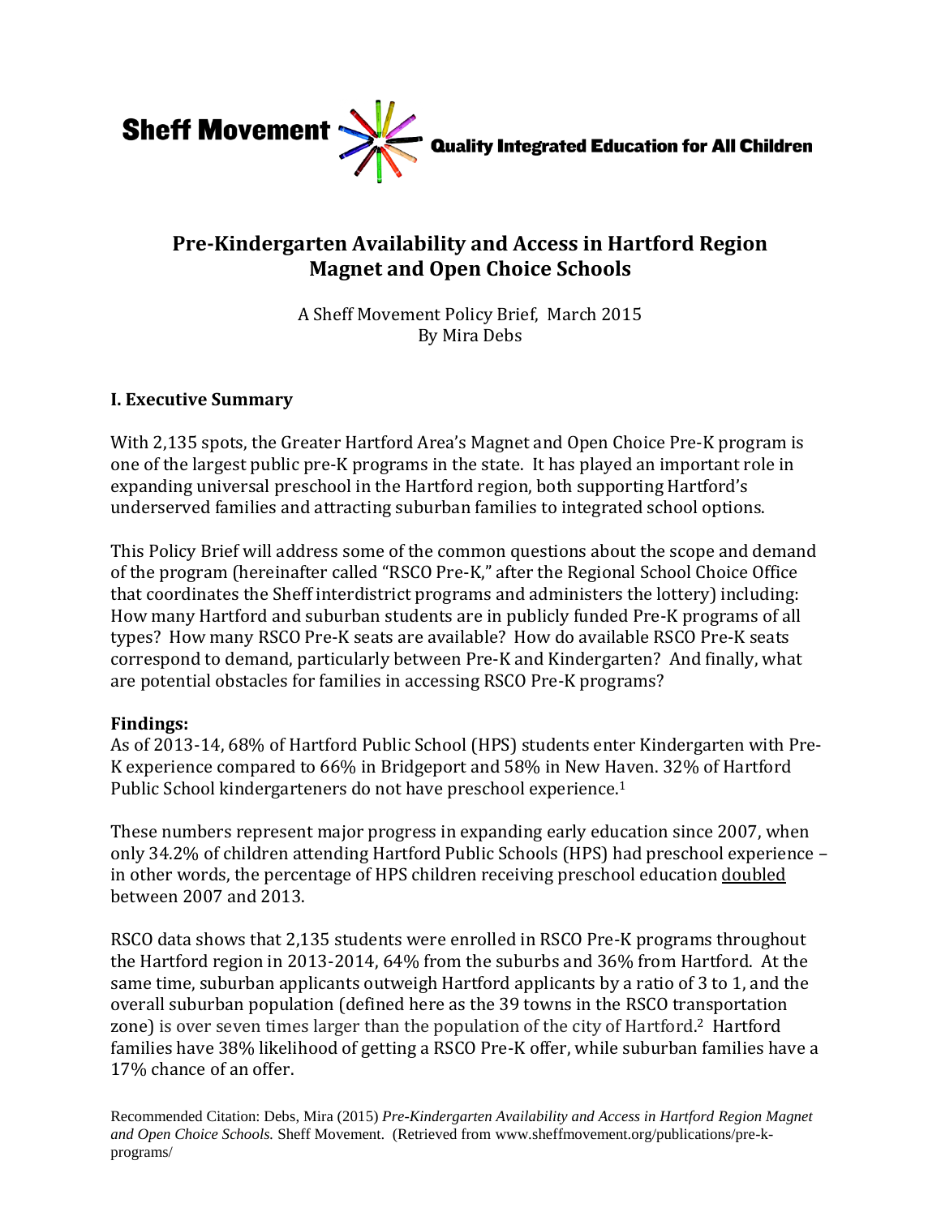Sheff Movement — Quality Integrated Education for All Children

# Pre-Kindergarten Availability and Access in Hartford Region Magnet and Open Choice Schools

A Sheff Movement Policy Brief, March 2015
By Mira Debs

## I. Executive Summary

With 2,135 spots, the Greater Hartford Area's Magnet and Open Choice Pre-K program is one of the largest public pre-K programs in the state. It has played an important role in expanding universal preschool in the Hartford region, both supporting Hartford's underserved families and attracting suburban families to integrated school options.

This Policy Brief will address some of the common questions about the scope and demand of the program (hereinafter called "RSCO Pre-K," after the Regional School Choice Office that coordinates the Sheff interdistrict programs and administers the lottery) including: How many Hartford and suburban students are in publicly funded Pre-K programs of all types? How many RSCO Pre-K seats are available? How do available RSCO Pre-K seats correspond to demand, particularly between Pre-K and Kindergarten? And finally, what are potential obstacles for families in accessing RSCO Pre-K programs?

### Findings:

As of 2013-14, 68% of Hartford Public School (HPS) students enter Kindergarten with Pre-K experience compared to 66% in Bridgeport and 58% in New Haven. 32% of Hartford Public School kindergarteners do not have preschool experience.[1]

These numbers represent major progress in expanding early education since 2007, when only 34.2% of children attending Hartford Public Schools (HPS) had preschool experience – in other words, the percentage of HPS children receiving preschool education doubled between 2007 and 2013.

RSCO data shows that 2,135 students were enrolled in RSCO Pre-K programs throughout the Hartford region in 2013-2014, 64% from the suburbs and 36% from Hartford. At the same time, suburban applicants outweigh Hartford applicants by a ratio of 3 to 1, and the overall suburban population (defined here as the 39 towns in the RSCO transportation zone) is over seven times larger than the population of the city of Hartford.[2] Hartford families have 38% likelihood of getting a RSCO Pre-K offer, while suburban families have a 17% chance of an offer.

Recommended Citation: Debs, Mira (2015) *Pre-Kindergarten Availability and Access in Hartford Region Magnet and Open Choice Schools.* Sheff Movement. (Retrieved from www.sheffmovement.org/publications/pre-k-programs/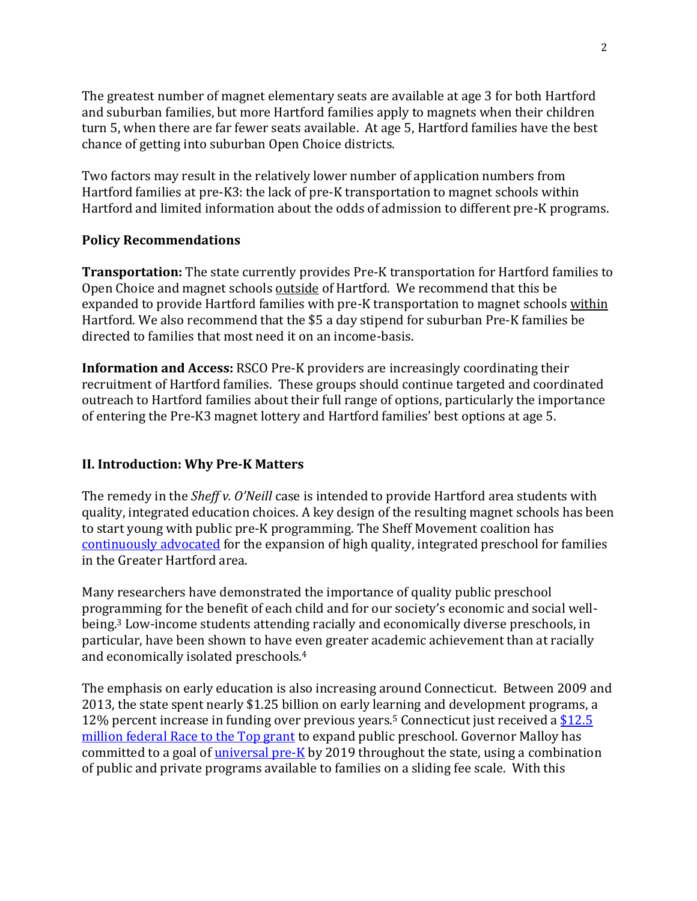The greatest number of magnet elementary seats are available at age 3 for both Hartford and suburban families, but more Hartford families apply to magnets when their children turn 5, when there are far fewer seats available. At age 5, Hartford families have the best chance of getting into suburban Open Choice districts.

Two factors may result in the relatively lower number of application numbers from Hartford families at pre-K3: the lack of pre-K transportation to magnet schools within Hartford and limited information about the odds of admission to different pre-K programs.

**Policy Recommendations**

**Transportation:** The state currently provides Pre-K transportation for Hartford families to Open Choice and magnet schools outside of Hartford. We recommend that this be expanded to provide Hartford families with pre-K transportation to magnet schools within Hartford. We also recommend that the $5 a day stipend for suburban Pre-K families be directed to families that most need it on an income-basis.

**Information and Access:** RSCO Pre-K providers are increasingly coordinating their recruitment of Hartford families. These groups should continue targeted and coordinated outreach to Hartford families about their full range of options, particularly the importance of entering the Pre-K3 magnet lottery and Hartford families' best options at age 5.

## II. Introduction: Why Pre-K Matters

The remedy in the *Sheff v. O'Neill* case is intended to provide Hartford area students with quality, integrated education choices. A key design of the resulting magnet schools has been to start young with public pre-K programming. The Sheff Movement coalition has continuously advocated for the expansion of high quality, integrated preschool for families in the Greater Hartford area.

Many researchers have demonstrated the importance of quality public preschool programming for the benefit of each child and for our society's economic and social well-being.[3] Low-income students attending racially and economically diverse preschools, in particular, have been shown to have even greater academic achievement than at racially and economically isolated preschools.[4]

The emphasis on early education is also increasing around Connecticut. Between 2009 and 2013, the state spent nearly $1.25 billion on early learning and development programs, a 12% percent increase in funding over previous years.[5] Connecticut just received a $12.5 million federal Race to the Top grant to expand public preschool. Governor Malloy has committed to a goal of universal pre-K by 2019 throughout the state, using a combination of public and private programs available to families on a sliding fee scale. With this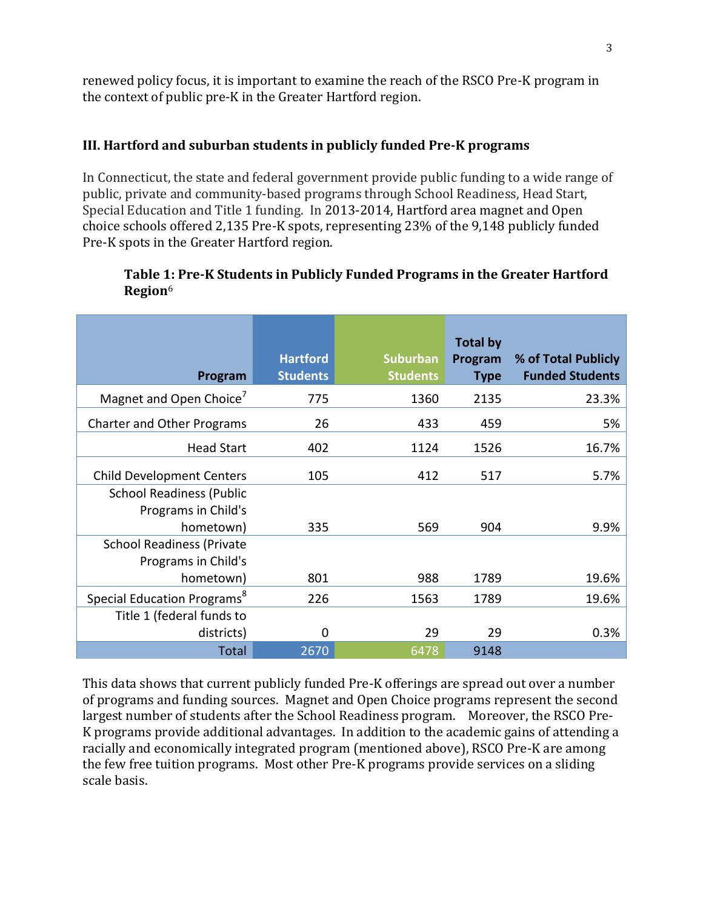renewed policy focus, it is important to examine the reach of the RSCO Pre-K program in the context of public pre-K in the Greater Hartford region.

### III. Hartford and suburban students in publicly funded Pre-K programs

In Connecticut, the state and federal government provide public funding to a wide range of public, private and community-based programs through School Readiness, Head Start, Special Education and Title 1 funding. In 2013-2014, Hartford area magnet and Open choice schools offered 2,135 Pre-K spots, representing 23% of the 9,148 publicly funded Pre-K spots in the Greater Hartford region.

**Table 1: Pre-K Students in Publicly Funded Programs in the Greater Hartford Region**[6]

| Program | Hartford Students | Suburban Students | Total by Program Type | % of Total Publicly Funded Students |
|---|---|---|---|---|
| Magnet and Open Choice[7] | 775 | 1360 | 2135 | 23.3% |
| Charter and Other Programs | 26 | 433 | 459 | 5% |
| Head Start | 402 | 1124 | 1526 | 16.7% |
| Child Development Centers | 105 | 412 | 517 | 5.7% |
| School Readiness (Public Programs in Child's hometown) | 335 | 569 | 904 | 9.9% |
| School Readiness (Private Programs in Child's hometown) | 801 | 988 | 1789 | 19.6% |
| Special Education Programs[8] | 226 | 1563 | 1789 | 19.6% |
| Title 1 (federal funds to districts) | 0 | 29 | 29 | 0.3% |
| Total | 2670 | 6478 | 9148 | |

This data shows that current publicly funded Pre-K offerings are spread out over a number of programs and funding sources. Magnet and Open Choice programs represent the second largest number of students after the School Readiness program. Moreover, the RSCO Pre-K programs provide additional advantages. In addition to the academic gains of attending a racially and economically integrated program (mentioned above), RSCO Pre-K are among the few free tuition programs. Most other Pre-K programs provide services on a sliding scale basis.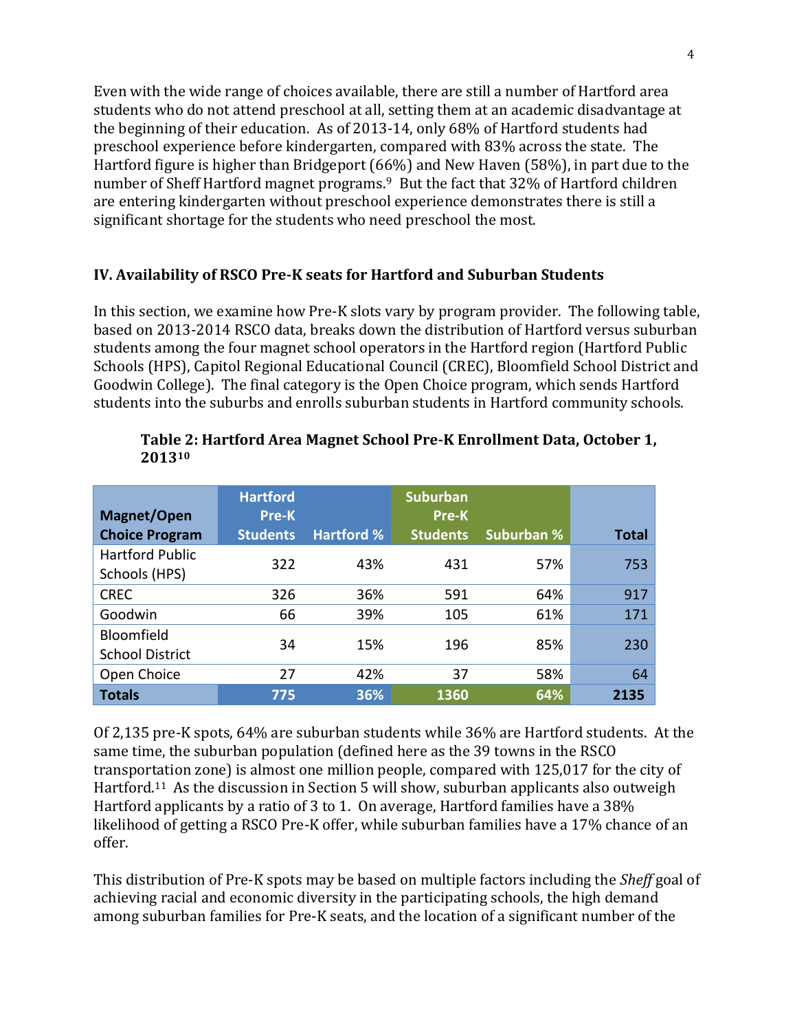Even with the wide range of choices available, there are still a number of Hartford area students who do not attend preschool at all, setting them at an academic disadvantage at the beginning of their education. As of 2013-14, only 68% of Hartford students had preschool experience before kindergarten, compared with 83% across the state. The Hartford figure is higher than Bridgeport (66%) and New Haven (58%), in part due to the number of Sheff Hartford magnet programs.[9] But the fact that 32% of Hartford children are entering kindergarten without preschool experience demonstrates there is still a significant shortage for the students who need preschool the most.

## IV. Availability of RSCO Pre-K seats for Hartford and Suburban Students

In this section, we examine how Pre-K slots vary by program provider. The following table, based on 2013-2014 RSCO data, breaks down the distribution of Hartford versus suburban students among the four magnet school operators in the Hartford region (Hartford Public Schools (HPS), Capitol Regional Educational Council (CREC), Bloomfield School District and Goodwin College). The final category is the Open Choice program, which sends Hartford students into the suburbs and enrolls suburban students in Hartford community schools.

**Table 2: Hartford Area Magnet School Pre-K Enrollment Data, October 1, 2013[10]**

| Magnet/Open Choice Program | Hartford Pre-K Students | Hartford % | Suburban Pre-K Students | Suburban % | Total |
|---|---|---|---|---|---|
| Hartford Public Schools (HPS) | 322 | 43% | 431 | 57% | 753 |
| CREC | 326 | 36% | 591 | 64% | 917 |
| Goodwin | 66 | 39% | 105 | 61% | 171 |
| Bloomfield School District | 34 | 15% | 196 | 85% | 230 |
| Open Choice | 27 | 42% | 37 | 58% | 64 |
| **Totals** | **775** | **36%** | **1360** | **64%** | **2135** |

Of 2,135 pre-K spots, 64% are suburban students while 36% are Hartford students. At the same time, the suburban population (defined here as the 39 towns in the RSCO transportation zone) is almost one million people, compared with 125,017 for the city of Hartford.[11] As the discussion in Section 5 will show, suburban applicants also outweigh Hartford applicants by a ratio of 3 to 1. On average, Hartford families have a 38% likelihood of getting a RSCO Pre-K offer, while suburban families have a 17% chance of an offer.

This distribution of Pre-K spots may be based on multiple factors including the *Sheff* goal of achieving racial and economic diversity in the participating schools, the high demand among suburban families for Pre-K seats, and the location of a significant number of the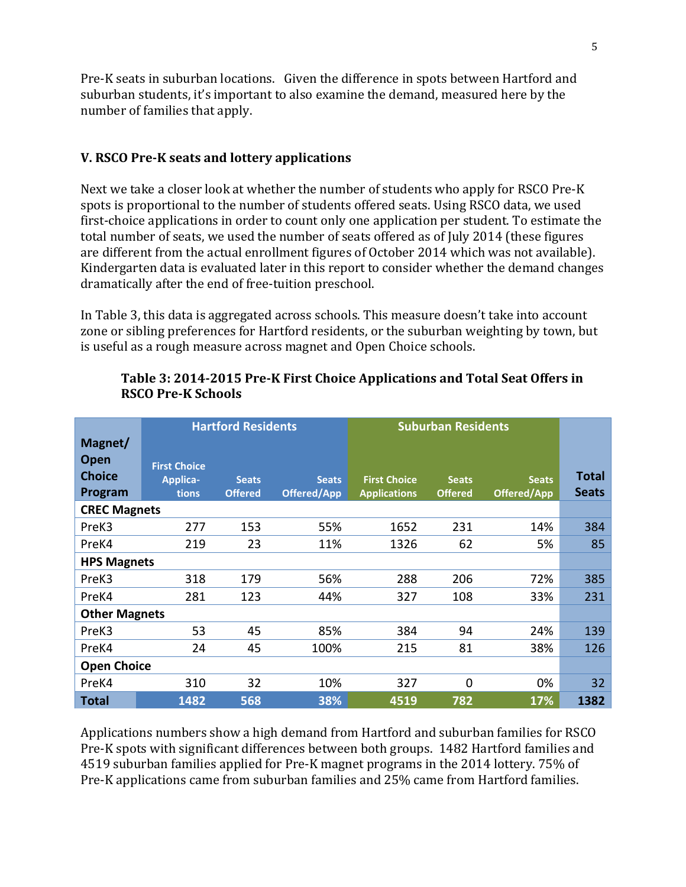Pre-K seats in suburban locations. Given the difference in spots between Hartford and suburban students, it's important to also examine the demand, measured here by the number of families that apply.

## V. RSCO Pre-K seats and lottery applications

Next we take a closer look at whether the number of students who apply for RSCO Pre-K spots is proportional to the number of students offered seats. Using RSCO data, we used first-choice applications in order to count only one application per student. To estimate the total number of seats, we used the number of seats offered as of July 2014 (these figures are different from the actual enrollment figures of October 2014 which was not available). Kindergarten data is evaluated later in this report to consider whether the demand changes dramatically after the end of free-tuition preschool.

In Table 3, this data is aggregated across schools. This measure doesn't take into account zone or sibling preferences for Hartford residents, or the suburban weighting by town, but is useful as a rough measure across magnet and Open Choice schools.

**Table 3: 2014-2015 Pre-K First Choice Applications and Total Seat Offers in RSCO Pre-K Schools**

| Magnet/ Open Choice Program | Hartford Residents | | | Suburban Residents | | | Total Seats |
|---|---|---|---|---|---|---|---|
| | First Choice Applications | Seats Offered | Seats Offered/App | First Choice Applications | Seats Offered | Seats Offered/App | |
| **CREC Magnets** | | | | | | | |
| PreK3 | 277 | 153 | 55% | 1652 | 231 | 14% | 384 |
| PreK4 | 219 | 23 | 11% | 1326 | 62 | 5% | 85 |
| **HPS Magnets** | | | | | | | |
| PreK3 | 318 | 179 | 56% | 288 | 206 | 72% | 385 |
| PreK4 | 281 | 123 | 44% | 327 | 108 | 33% | 231 |
| **Other Magnets** | | | | | | | |
| PreK3 | 53 | 45 | 85% | 384 | 94 | 24% | 139 |
| PreK4 | 24 | 45 | 100% | 215 | 81 | 38% | 126 |
| **Open Choice** | | | | | | | |
| PreK4 | 310 | 32 | 10% | 327 | 0 | 0% | 32 |
| **Total** | **1482** | **568** | **38%** | **4519** | **782** | **17%** | **1382** |

Applications numbers show a high demand from Hartford and suburban families for RSCO Pre-K spots with significant differences between both groups. 1482 Hartford families and 4519 suburban families applied for Pre-K magnet programs in the 2014 lottery. 75% of Pre-K applications came from suburban families and 25% came from Hartford families.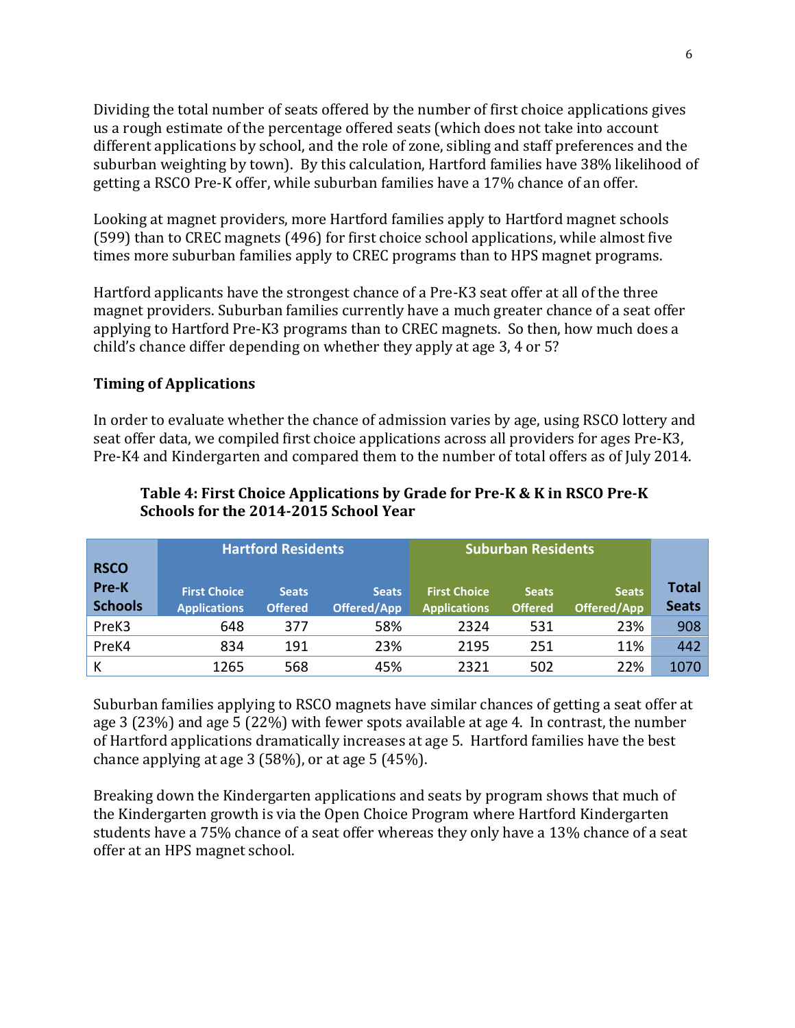Dividing the total number of seats offered by the number of first choice applications gives us a rough estimate of the percentage offered seats (which does not take into account different applications by school, and the role of zone, sibling and staff preferences and the suburban weighting by town). By this calculation, Hartford families have 38% likelihood of getting a RSCO Pre-K offer, while suburban families have a 17% chance of an offer.

Looking at magnet providers, more Hartford families apply to Hartford magnet schools (599) than to CREC magnets (496) for first choice school applications, while almost five times more suburban families apply to CREC programs than to HPS magnet programs.

Hartford applicants have the strongest chance of a Pre-K3 seat offer at all of the three magnet providers. Suburban families currently have a much greater chance of a seat offer applying to Hartford Pre-K3 programs than to CREC magnets. So then, how much does a child's chance differ depending on whether they apply at age 3, 4 or 5?

### Timing of Applications

In order to evaluate whether the chance of admission varies by age, using RSCO lottery and seat offer data, we compiled first choice applications across all providers for ages Pre-K3, Pre-K4 and Kindergarten and compared them to the number of total offers as of July 2014.

**Table 4: First Choice Applications by Grade for Pre-K & K in RSCO Pre-K Schools for the 2014-2015 School Year**

| RSCO Pre-K Schools | Hartford Residents | | | Suburban Residents | | | Total Seats |
|---|---|---|---|---|---|---|---|
| | First Choice Applications | Seats Offered | Seats Offered/App | First Choice Applications | Seats Offered | Seats Offered/App | |
| PreK3 | 648 | 377 | 58% | 2324 | 531 | 23% | 908 |
| PreK4 | 834 | 191 | 23% | 2195 | 251 | 11% | 442 |
| K | 1265 | 568 | 45% | 2321 | 502 | 22% | 1070 |

Suburban families applying to RSCO magnets have similar chances of getting a seat offer at age 3 (23%) and age 5 (22%) with fewer spots available at age 4. In contrast, the number of Hartford applications dramatically increases at age 5. Hartford families have the best chance applying at age 3 (58%), or at age 5 (45%).

Breaking down the Kindergarten applications and seats by program shows that much of the Kindergarten growth is via the Open Choice Program where Hartford Kindergarten students have a 75% chance of a seat offer whereas they only have a 13% chance of a seat offer at an HPS magnet school.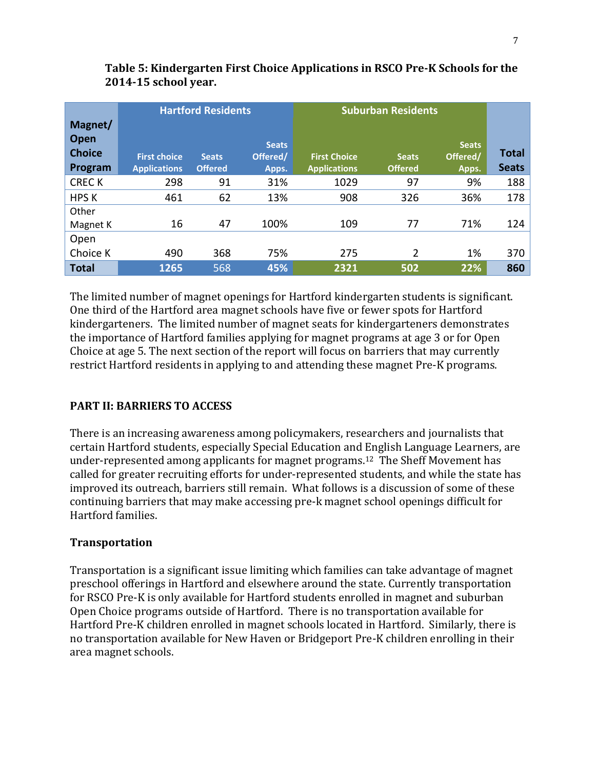**Table 5: Kindergarten First Choice Applications in RSCO Pre-K Schools for the 2014-15 school year.**

| Magnet/ Open Choice Program | Hartford Residents | | | Suburban Residents | | | Total Seats |
|---|---|---|---|---|---|---|---|
| | First choice Applications | Seats Offered | Seats Offered/ Apps. | First Choice Applications | Seats Offered | Seats Offered/ Apps. | |
| CREC K | 298 | 91 | 31% | 1029 | 97 | 9% | 188 |
| HPS K | 461 | 62 | 13% | 908 | 326 | 36% | 178 |
| Other Magnet K | 16 | 47 | 100% | 109 | 77 | 71% | 124 |
| Open Choice K | 490 | 368 | 75% | 275 | 2 | 1% | 370 |
| **Total** | **1265** | 568 | **45%** | **2321** | **502** | **22%** | **860** |

The limited number of magnet openings for Hartford kindergarten students is significant. One third of the Hartford area magnet schools have five or fewer spots for Hartford kindergarteners. The limited number of magnet seats for kindergarteners demonstrates the importance of Hartford families applying for magnet programs at age 3 or for Open Choice at age 5. The next section of the report will focus on barriers that may currently restrict Hartford residents in applying to and attending these magnet Pre-K programs.

## PART II: BARRIERS TO ACCESS

There is an increasing awareness among policymakers, researchers and journalists that certain Hartford students, especially Special Education and English Language Learners, are under-represented among applicants for magnet programs.[12] The Sheff Movement has called for greater recruiting efforts for under-represented students, and while the state has improved its outreach, barriers still remain. What follows is a discussion of some of these continuing barriers that may make accessing pre-k magnet school openings difficult for Hartford families.

### Transportation

Transportation is a significant issue limiting which families can take advantage of magnet preschool offerings in Hartford and elsewhere around the state. Currently transportation for RSCO Pre-K is only available for Hartford students enrolled in magnet and suburban Open Choice programs outside of Hartford. There is no transportation available for Hartford Pre-K children enrolled in magnet schools located in Hartford. Similarly, there is no transportation available for New Haven or Bridgeport Pre-K children enrolling in their area magnet schools.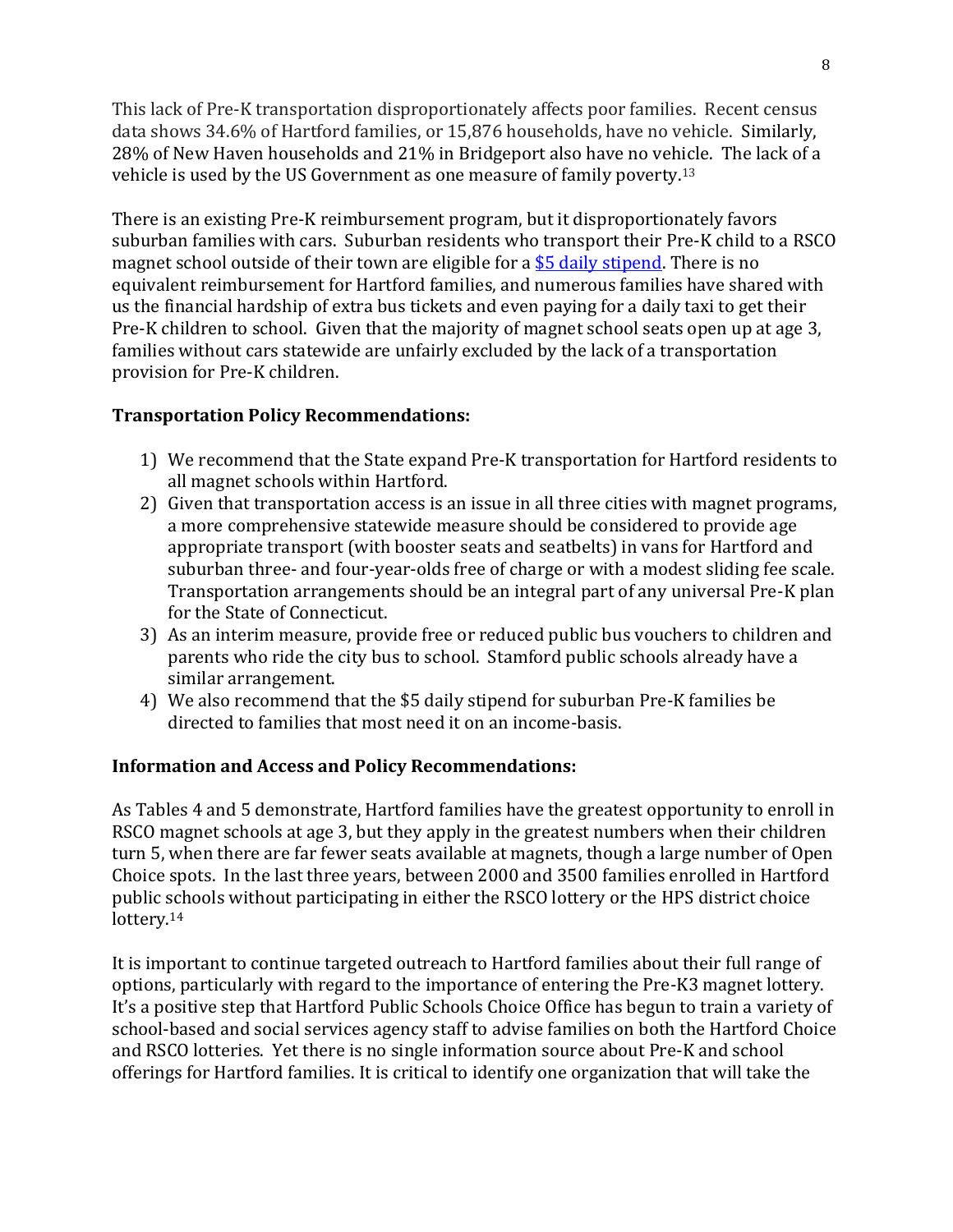This lack of Pre-K transportation disproportionately affects poor families. Recent census data shows 34.6% of Hartford families, or 15,876 households, have no vehicle. Similarly, 28% of New Haven households and 21% in Bridgeport also have no vehicle. The lack of a vehicle is used by the US Government as one measure of family poverty.[13]

There is an existing Pre-K reimbursement program, but it disproportionately favors suburban families with cars. Suburban residents who transport their Pre-K child to a RSCO magnet school outside of their town are eligible for a $5 daily stipend. There is no equivalent reimbursement for Hartford families, and numerous families have shared with us the financial hardship of extra bus tickets and even paying for a daily taxi to get their Pre-K children to school. Given that the majority of magnet school seats open up at age 3, families without cars statewide are unfairly excluded by the lack of a transportation provision for Pre-K children.

**Transportation Policy Recommendations:**

1) We recommend that the State expand Pre-K transportation for Hartford residents to all magnet schools within Hartford.
2) Given that transportation access is an issue in all three cities with magnet programs, a more comprehensive statewide measure should be considered to provide age appropriate transport (with booster seats and seatbelts) in vans for Hartford and suburban three- and four-year-olds free of charge or with a modest sliding fee scale. Transportation arrangements should be an integral part of any universal Pre-K plan for the State of Connecticut.
3) As an interim measure, provide free or reduced public bus vouchers to children and parents who ride the city bus to school. Stamford public schools already have a similar arrangement.
4) We also recommend that the $5 daily stipend for suburban Pre-K families be directed to families that most need it on an income-basis.

**Information and Access and Policy Recommendations:**

As Tables 4 and 5 demonstrate, Hartford families have the greatest opportunity to enroll in RSCO magnet schools at age 3, but they apply in the greatest numbers when their children turn 5, when there are far fewer seats available at magnets, though a large number of Open Choice spots. In the last three years, between 2000 and 3500 families enrolled in Hartford public schools without participating in either the RSCO lottery or the HPS district choice lottery.[14]

It is important to continue targeted outreach to Hartford families about their full range of options, particularly with regard to the importance of entering the Pre-K3 magnet lottery. It's a positive step that Hartford Public Schools Choice Office has begun to train a variety of school-based and social services agency staff to advise families on both the Hartford Choice and RSCO lotteries. Yet there is no single information source about Pre-K and school offerings for Hartford families. It is critical to identify one organization that will take the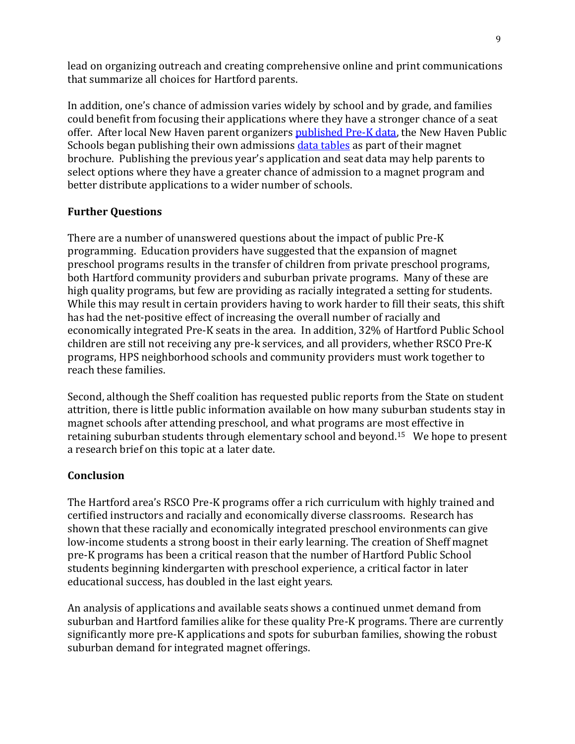lead on organizing outreach and creating comprehensive online and print communications that summarize all choices for Hartford parents.

In addition, one's chance of admission varies widely by school and by grade, and families could benefit from focusing their applications where they have a stronger chance of a seat offer. After local New Haven parent organizers published Pre-K data, the New Haven Public Schools began publishing their own admissions data tables as part of their magnet brochure. Publishing the previous year's application and seat data may help parents to select options where they have a greater chance of admission to a magnet program and better distribute applications to a wider number of schools.

## Further Questions

There are a number of unanswered questions about the impact of public Pre-K programming. Education providers have suggested that the expansion of magnet preschool programs results in the transfer of children from private preschool programs, both Hartford community providers and suburban private programs. Many of these are high quality programs, but few are providing as racially integrated a setting for students. While this may result in certain providers having to work harder to fill their seats, this shift has had the net-positive effect of increasing the overall number of racially and economically integrated Pre-K seats in the area. In addition, 32% of Hartford Public School children are still not receiving any pre-k services, and all providers, whether RSCO Pre-K programs, HPS neighborhood schools and community providers must work together to reach these families.

Second, although the Sheff coalition has requested public reports from the State on student attrition, there is little public information available on how many suburban students stay in magnet schools after attending preschool, and what programs are most effective in retaining suburban students through elementary school and beyond.[15] We hope to present a research brief on this topic at a later date.

## Conclusion

The Hartford area's RSCO Pre-K programs offer a rich curriculum with highly trained and certified instructors and racially and economically diverse classrooms. Research has shown that these racially and economically integrated preschool environments can give low-income students a strong boost in their early learning. The creation of Sheff magnet pre-K programs has been a critical reason that the number of Hartford Public School students beginning kindergarten with preschool experience, a critical factor in later educational success, has doubled in the last eight years.

An analysis of applications and available seats shows a continued unmet demand from suburban and Hartford families alike for these quality Pre-K programs. There are currently significantly more pre-K applications and spots for suburban families, showing the robust suburban demand for integrated magnet offerings.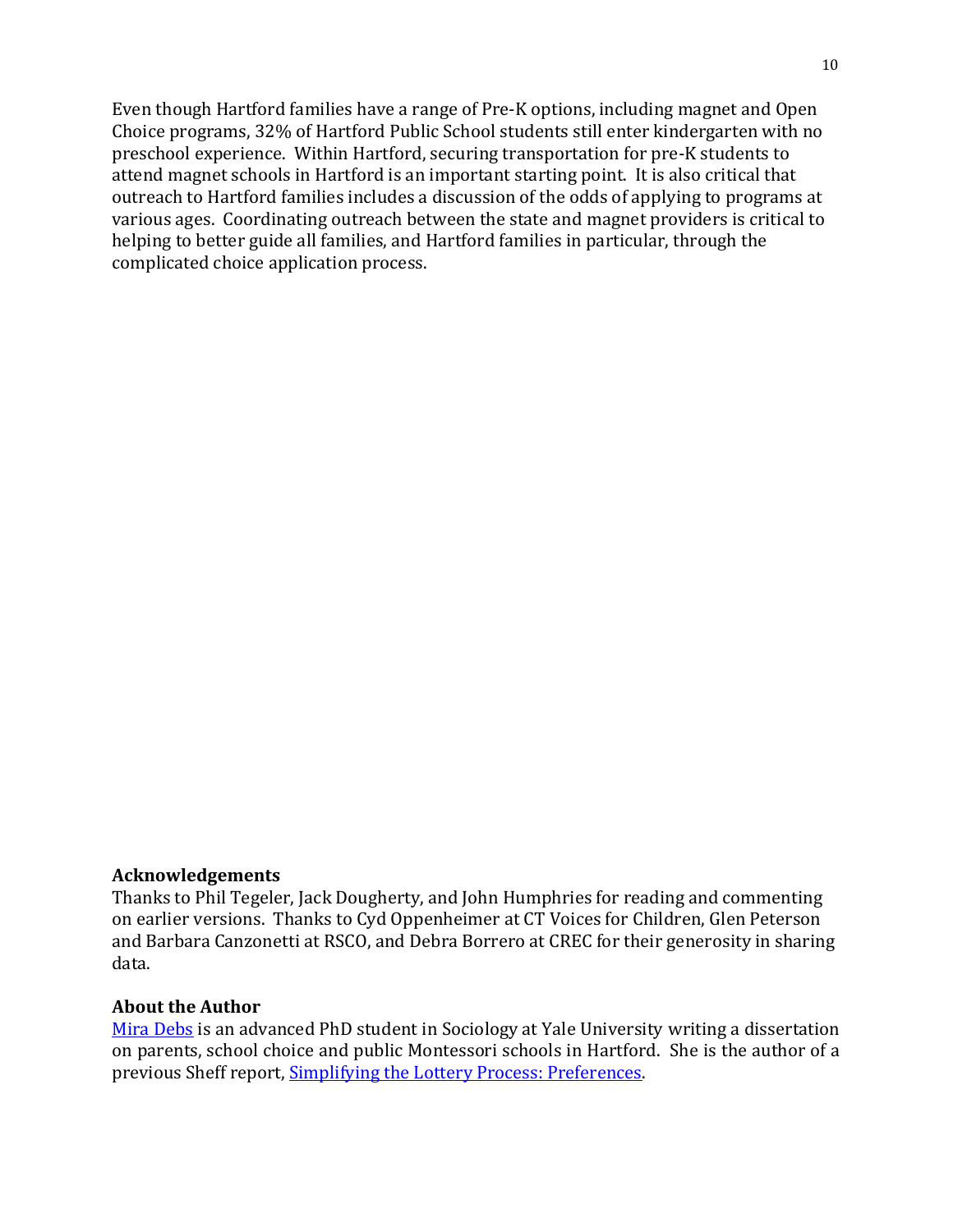Even though Hartford families have a range of Pre-K options, including magnet and Open Choice programs, 32% of Hartford Public School students still enter kindergarten with no preschool experience. Within Hartford, securing transportation for pre-K students to attend magnet schools in Hartford is an important starting point. It is also critical that outreach to Hartford families includes a discussion of the odds of applying to programs at various ages. Coordinating outreach between the state and magnet providers is critical to helping to better guide all families, and Hartford families in particular, through the complicated choice application process.

### Acknowledgements

Thanks to Phil Tegeler, Jack Dougherty, and John Humphries for reading and commenting on earlier versions. Thanks to Cyd Oppenheimer at CT Voices for Children, Glen Peterson and Barbara Canzonetti at RSCO, and Debra Borrero at CREC for their generosity in sharing data.

### About the Author

Mira Debs is an advanced PhD student in Sociology at Yale University writing a dissertation on parents, school choice and public Montessori schools in Hartford. She is the author of a previous Sheff report, Simplifying the Lottery Process: Preferences.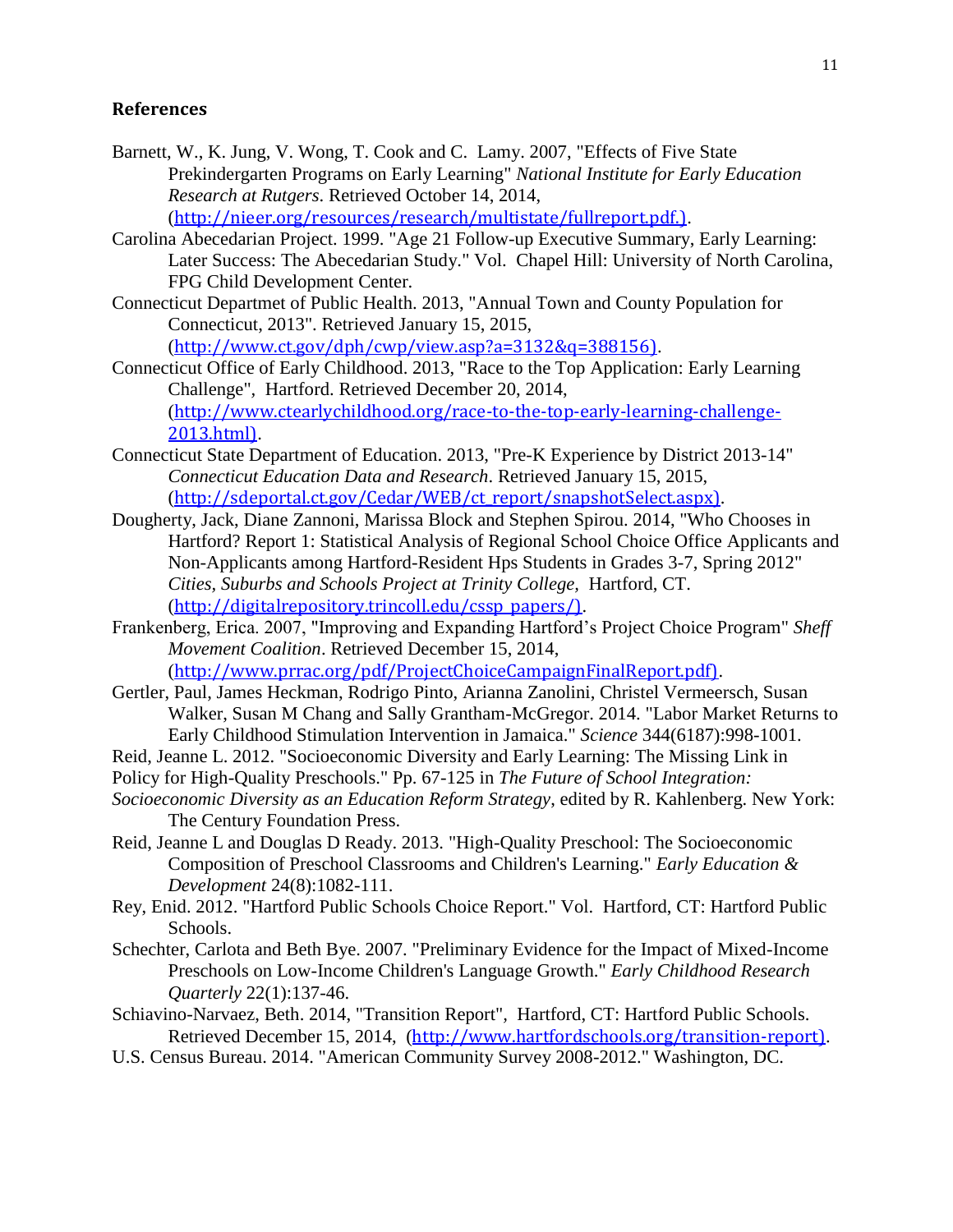## References

Barnett, W., K. Jung, V. Wong, T. Cook and C. Lamy. 2007, "Effects of Five State Prekindergarten Programs on Early Learning" *National Institute for Early Education Research at Rutgers*. Retrieved October 14, 2014, (http://nieer.org/resources/research/multistate/fullreport.pdf.).

Carolina Abecedarian Project. 1999. "Age 21 Follow-up Executive Summary, Early Learning: Later Success: The Abecedarian Study." Vol. Chapel Hill: University of North Carolina, FPG Child Development Center.

Connecticut Departmet of Public Health. 2013, "Annual Town and County Population for Connecticut, 2013". Retrieved January 15, 2015, (http://www.ct.gov/dph/cwp/view.asp?a=3132&q=388156).

Connecticut Office of Early Childhood. 2013, "Race to the Top Application: Early Learning Challenge", Hartford. Retrieved December 20, 2014, (http://www.ctearlychildhood.org/race-to-the-top-early-learning-challenge-2013.html).

Connecticut State Department of Education. 2013, "Pre-K Experience by District 2013-14" *Connecticut Education Data and Research*. Retrieved January 15, 2015, (http://sdeportal.ct.gov/Cedar/WEB/ct_report/snapshotSelect.aspx).

Dougherty, Jack, Diane Zannoni, Marissa Block and Stephen Spirou. 2014, "Who Chooses in Hartford? Report 1: Statistical Analysis of Regional School Choice Office Applicants and Non-Applicants among Hartford-Resident Hps Students in Grades 3-7, Spring 2012" *Cities, Suburbs and Schools Project at Trinity College*, Hartford, CT. (http://digitalrepository.trincoll.edu/cssp_papers/).

Frankenberg, Erica. 2007, "Improving and Expanding Hartford's Project Choice Program" *Sheff Movement Coalition*. Retrieved December 15, 2014, (http://www.prrac.org/pdf/ProjectChoiceCampaignFinalReport.pdf).

Gertler, Paul, James Heckman, Rodrigo Pinto, Arianna Zanolini, Christel Vermeersch, Susan Walker, Susan M Chang and Sally Grantham-McGregor. 2014. "Labor Market Returns to Early Childhood Stimulation Intervention in Jamaica." *Science* 344(6187):998-1001.

Reid, Jeanne L. 2012. "Socioeconomic Diversity and Early Learning: The Missing Link in Policy for High-Quality Preschools." Pp. 67-125 in *The Future of School Integration: Socioeconomic Diversity as an Education Reform Strategy*, edited by R. Kahlenberg. New York: The Century Foundation Press.

Reid, Jeanne L and Douglas D Ready. 2013. "High-Quality Preschool: The Socioeconomic Composition of Preschool Classrooms and Children's Learning." *Early Education & Development* 24(8):1082-111.

Rey, Enid. 2012. "Hartford Public Schools Choice Report." Vol. Hartford, CT: Hartford Public Schools.

Schechter, Carlota and Beth Bye. 2007. "Preliminary Evidence for the Impact of Mixed-Income Preschools on Low-Income Children's Language Growth." *Early Childhood Research Quarterly* 22(1):137-46.

Schiavino-Narvaez, Beth. 2014, "Transition Report", Hartford, CT: Hartford Public Schools. Retrieved December 15, 2014, (http://www.hartfordschools.org/transition-report).

U.S. Census Bureau. 2014. "American Community Survey 2008-2012." Washington, DC.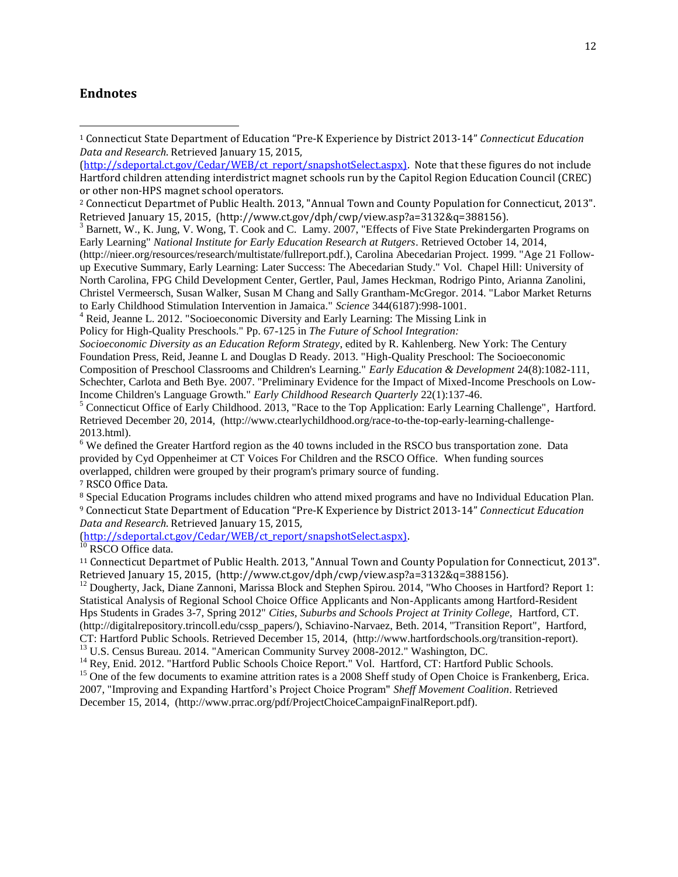## Endnotes

[1] Connecticut State Department of Education "Pre-K Experience by District 2013-14" *Connecticut Education Data and Research*. Retrieved January 15, 2015, (http://sdeportal.ct.gov/Cedar/WEB/ct_report/snapshotSelect.aspx). Note that these figures do not include Hartford children attending interdistrict magnet schools run by the Capitol Region Education Council (CREC) or other non-HPS magnet school operators.

[2] Connecticut Departmet of Public Health. 2013, "Annual Town and County Population for Connecticut, 2013". Retrieved January 15, 2015, (http://www.ct.gov/dph/cwp/view.asp?a=3132&q=388156).

[3] Barnett, W., K. Jung, V. Wong, T. Cook and C. Lamy. 2007, "Effects of Five State Prekindergarten Programs on Early Learning" *National Institute for Early Education Research at Rutgers*. Retrieved October 14, 2014, (http://nieer.org/resources/research/multistate/fullreport.pdf.), Carolina Abecedarian Project. 1999. "Age 21 Follow-up Executive Summary, Early Learning: Later Success: The Abecedarian Study." Vol. Chapel Hill: University of North Carolina, FPG Child Development Center, Gertler, Paul, James Heckman, Rodrigo Pinto, Arianna Zanolini, Christel Vermeersch, Susan Walker, Susan M Chang and Sally Grantham-McGregor. 2014. "Labor Market Returns to Early Childhood Stimulation Intervention in Jamaica." *Science* 344(6187):998-1001.

[4] Reid, Jeanne L. 2012. "Socioeconomic Diversity and Early Learning: The Missing Link in Policy for High-Quality Preschools." Pp. 67-125 in *The Future of School Integration: Socioeconomic Diversity as an Education Reform Strategy*, edited by R. Kahlenberg. New York: The Century Foundation Press, Reid, Jeanne L and Douglas D Ready. 2013. "High-Quality Preschool: The Socioeconomic Composition of Preschool Classrooms and Children's Learning." *Early Education & Development* 24(8):1082-111, Schechter, Carlota and Beth Bye. 2007. "Preliminary Evidence for the Impact of Mixed-Income Preschools on Low-Income Children's Language Growth." *Early Childhood Research Quarterly* 22(1):137-46.

[5] Connecticut Office of Early Childhood. 2013, "Race to the Top Application: Early Learning Challenge", Hartford. Retrieved December 20, 2014, (http://www.ctearlychildhood.org/race-to-the-top-early-learning-challenge-2013.html).

[6] We defined the Greater Hartford region as the 40 towns included in the RSCO bus transportation zone. Data provided by Cyd Oppenheimer at CT Voices For Children and the RSCO Office. When funding sources overlapped, children were grouped by their program's primary source of funding.

[7] RSCO Office Data.

[8] Special Education Programs includes children who attend mixed programs and have no Individual Education Plan.

[9] Connecticut State Department of Education "Pre-K Experience by District 2013-14" *Connecticut Education Data and Research*. Retrieved January 15, 2015, (http://sdeportal.ct.gov/Cedar/WEB/ct_report/snapshotSelect.aspx).

[10] RSCO Office data.

[11] Connecticut Departmet of Public Health. 2013, "Annual Town and County Population for Connecticut, 2013". Retrieved January 15, 2015, (http://www.ct.gov/dph/cwp/view.asp?a=3132&q=388156).

[12] Dougherty, Jack, Diane Zannoni, Marissa Block and Stephen Spirou. 2014, "Who Chooses in Hartford? Report 1: Statistical Analysis of Regional School Choice Office Applicants and Non-Applicants among Hartford-Resident Hps Students in Grades 3-7, Spring 2012" *Cities, Suburbs and Schools Project at Trinity College*, Hartford, CT. (http://digitalrepository.trincoll.edu/cssp_papers/), Schiavino-Narvaez, Beth. 2014, "Transition Report", Hartford, CT: Hartford Public Schools. Retrieved December 15, 2014, (http://www.hartfordschools.org/transition-report).

[13] U.S. Census Bureau. 2014. "American Community Survey 2008-2012." Washington, DC.

[14] Rey, Enid. 2012. "Hartford Public Schools Choice Report." Vol. Hartford, CT: Hartford Public Schools.

[15] One of the few documents to examine attrition rates is a 2008 Sheff study of Open Choice is Frankenberg, Erica. 2007, "Improving and Expanding Hartford's Project Choice Program" *Sheff Movement Coalition*. Retrieved December 15, 2014, (http://www.prrac.org/pdf/ProjectChoiceCampaignFinalReport.pdf).